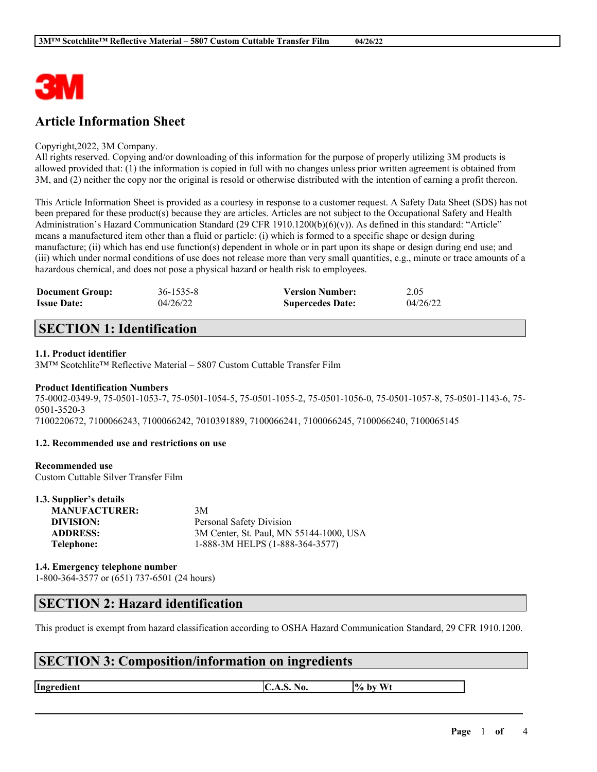# Article Information Sheet

Copyright,2022, 3M Company.
All rights reserved. Copying and/or downloading of this information for the purpose of properly utilizing 3M products is allowed provided that: (1) the information is copied in full with no changes unless prior written agreement is obtained from 3M, and (2) neither the copy nor the original is resold or otherwise distributed with the intention of earning a profit thereon.

This Article Information Sheet is provided as a courtesy in response to a customer request. A Safety Data Sheet (SDS) has not been prepared for these product(s) because they are articles. Articles are not subject to the Occupational Safety and Health Administration's Hazard Communication Standard (29 CFR 1910.1200(b)(6)(v)). As defined in this standard: "Article" means a manufactured item other than a fluid or particle: (i) which is formed to a specific shape or design during manufacture; (ii) which has end use function(s) dependent in whole or in part upon its shape or design during end use; and (iii) which under normal conditions of use does not release more than very small quantities, e.g., minute or trace amounts of a hazardous chemical, and does not pose a physical hazard or health risk to employees.

| | | | |
|---|---|---|---|
| **Document Group:** | 36-1535-8 | **Version Number:** | 2.05 |
| **Issue Date:** | 04/26/22 | **Supercedes Date:** | 04/26/22 |

## SECTION 1: Identification

### 1.1. Product identifier

3M™ Scotchlite™ Reflective Material – 5807 Custom Cuttable Transfer Film

### Product Identification Numbers

75-0002-0349-9, 75-0501-1053-7, 75-0501-1054-5, 75-0501-1055-2, 75-0501-1056-0, 75-0501-1057-8, 75-0501-1143-6, 75-0501-3520-3
7100220672, 7100066243, 7100066242, 7010391889, 7100066241, 7100066245, 7100066240, 7100065145

### 1.2. Recommended use and restrictions on use

**Recommended use**
Custom Cuttable Silver Transfer Film

### 1.3. Supplier's details

| | |
|---|---|
| **MANUFACTURER:** | 3M |
| **DIVISION:** | Personal Safety Division |
| **ADDRESS:** | 3M Center, St. Paul, MN 55144-1000, USA |
| **Telephone:** | 1-888-3M HELPS (1-888-364-3577) |

### 1.4. Emergency telephone number

1-800-364-3577 or (651) 737-6501 (24 hours)

## SECTION 2: Hazard identification

This product is exempt from hazard classification according to OSHA Hazard Communication Standard, 29 CFR 1910.1200.

## SECTION 3: Composition/information on ingredients

| Ingredient | C.A.S. No. | % by Wt |
|---|---|---|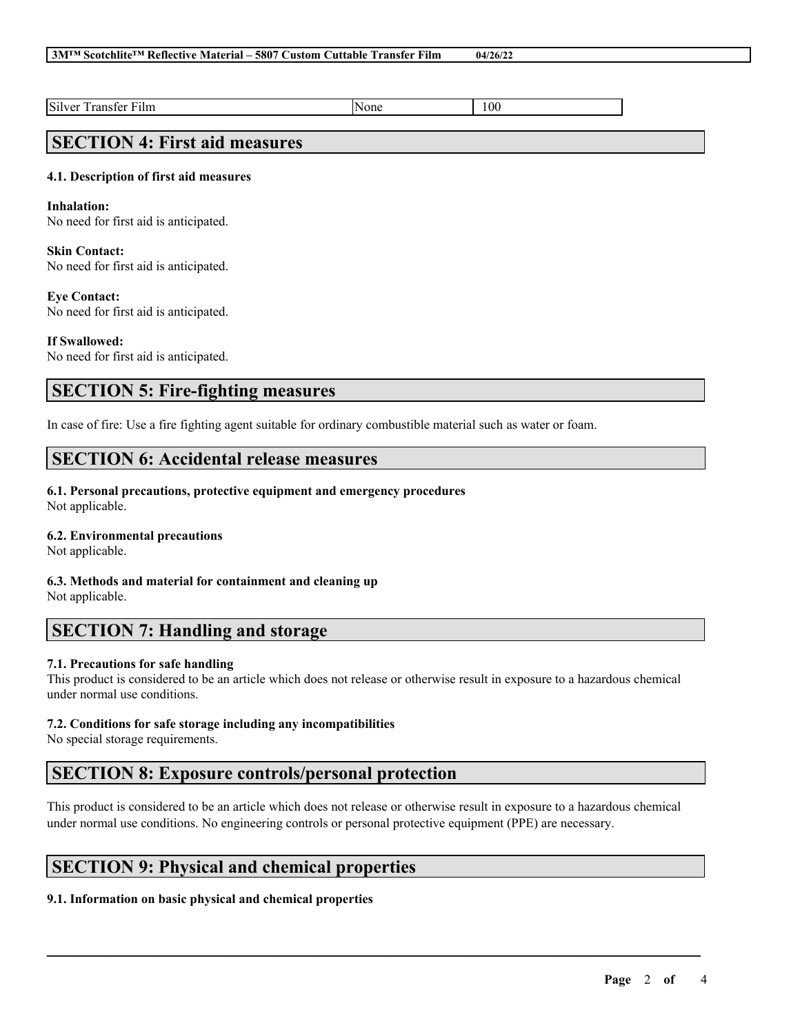| Silver Transfer Film | None | 100 |
|---|---|---|

## SECTION 4: First aid measures

### 4.1. Description of first aid measures

**Inhalation:**
No need for first aid is anticipated.

**Skin Contact:**
No need for first aid is anticipated.

**Eye Contact:**
No need for first aid is anticipated.

**If Swallowed:**
No need for first aid is anticipated.

## SECTION 5: Fire-fighting measures

In case of fire: Use a fire fighting agent suitable for ordinary combustible material such as water or foam.

## SECTION 6: Accidental release measures

### 6.1. Personal precautions, protective equipment and emergency procedures
Not applicable.

### 6.2. Environmental precautions
Not applicable.

### 6.3. Methods and material for containment and cleaning up
Not applicable.

## SECTION 7: Handling and storage

### 7.1. Precautions for safe handling
This product is considered to be an article which does not release or otherwise result in exposure to a hazardous chemical under normal use conditions.

### 7.2. Conditions for safe storage including any incompatibilities
No special storage requirements.

## SECTION 8: Exposure controls/personal protection

This product is considered to be an article which does not release or otherwise result in exposure to a hazardous chemical under normal use conditions. No engineering controls or personal protective equipment (PPE) are necessary.

## SECTION 9: Physical and chemical properties

### 9.1. Information on basic physical and chemical properties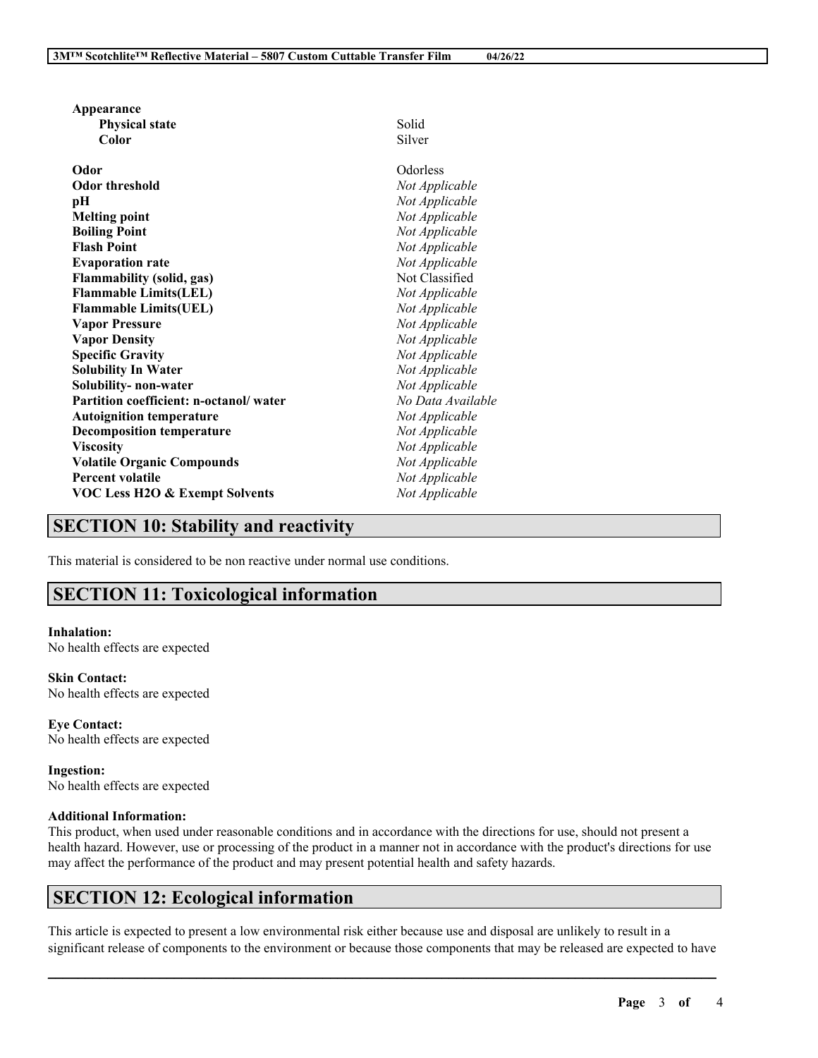**Appearance**

| | |
|---|---|
| **Physical state** | Solid |
| **Color** | Silver |
| **Odor** | Odorless |
| **Odor threshold** | *Not Applicable* |
| **pH** | *Not Applicable* |
| **Melting point** | *Not Applicable* |
| **Boiling Point** | *Not Applicable* |
| **Flash Point** | *Not Applicable* |
| **Evaporation rate** | *Not Applicable* |
| **Flammability (solid, gas)** | Not Classified |
| **Flammable Limits(LEL)** | *Not Applicable* |
| **Flammable Limits(UEL)** | *Not Applicable* |
| **Vapor Pressure** | *Not Applicable* |
| **Vapor Density** | *Not Applicable* |
| **Specific Gravity** | *Not Applicable* |
| **Solubility In Water** | *Not Applicable* |
| **Solubility- non-water** | *Not Applicable* |
| **Partition coefficient: n-octanol/ water** | *No Data Available* |
| **Autoignition temperature** | *Not Applicable* |
| **Decomposition temperature** | *Not Applicable* |
| **Viscosity** | *Not Applicable* |
| **Volatile Organic Compounds** | *Not Applicable* |
| **Percent volatile** | *Not Applicable* |
| **VOC Less H2O & Exempt Solvents** | *Not Applicable* |

## SECTION 10: Stability and reactivity

This material is considered to be non reactive under normal use conditions.

## SECTION 11: Toxicological information

**Inhalation:**
No health effects are expected

**Skin Contact:**
No health effects are expected

**Eye Contact:**
No health effects are expected

**Ingestion:**
No health effects are expected

**Additional Information:**
This product, when used under reasonable conditions and in accordance with the directions for use, should not present a health hazard. However, use or processing of the product in a manner not in accordance with the product's directions for use may affect the performance of the product and may present potential health and safety hazards.

## SECTION 12: Ecological information

This article is expected to present a low environmental risk either because use and disposal are unlikely to result in a significant release of components to the environment or because those components that may be released are expected to have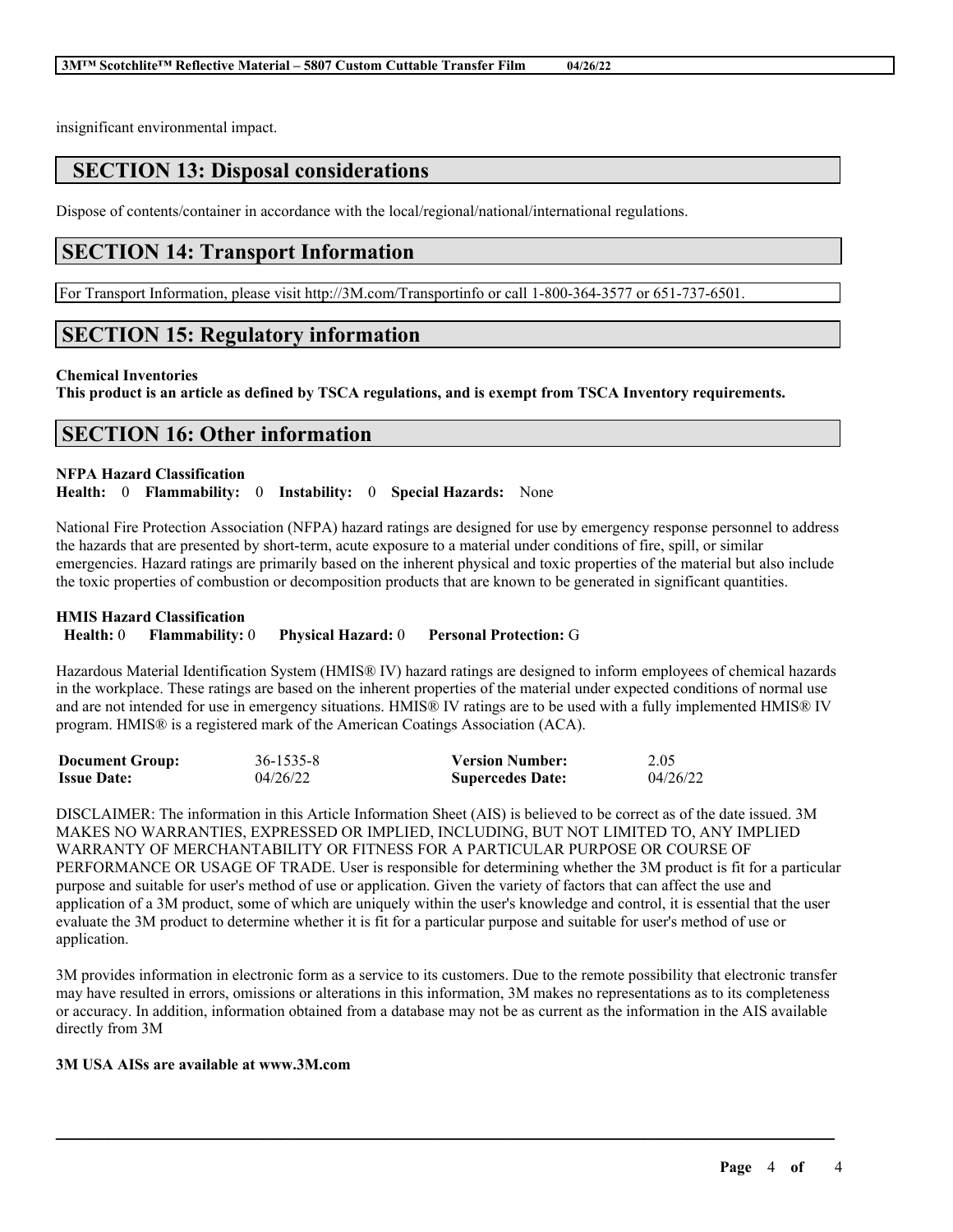insignificant environmental impact.

## SECTION 13: Disposal considerations

Dispose of contents/container in accordance with the local/regional/national/international regulations.

## SECTION 14: Transport Information

For Transport Information, please visit http://3M.com/Transportinfo or call 1-800-364-3577 or 651-737-6501.

## SECTION 15: Regulatory information

**Chemical Inventories**
**This product is an article as defined by TSCA regulations, and is exempt from TSCA Inventory requirements.**

## SECTION 16: Other information

**NFPA Hazard Classification**
**Health:** 0 **Flammability:** 0 **Instability:** 0 **Special Hazards:** None

National Fire Protection Association (NFPA) hazard ratings are designed for use by emergency response personnel to address the hazards that are presented by short-term, acute exposure to a material under conditions of fire, spill, or similar emergencies. Hazard ratings are primarily based on the inherent physical and toxic properties of the material but also include the toxic properties of combustion or decomposition products that are known to be generated in significant quantities.

**HMIS Hazard Classification**
**Health:** 0 **Flammability:** 0 **Physical Hazard:** 0 **Personal Protection:** G

Hazardous Material Identification System (HMIS® IV) hazard ratings are designed to inform employees of chemical hazards in the workplace. These ratings are based on the inherent properties of the material under expected conditions of normal use and are not intended for use in emergency situations. HMIS® IV ratings are to be used with a fully implemented HMIS® IV program. HMIS® is a registered mark of the American Coatings Association (ACA).

| | | | |
|---|---|---|---|
| **Document Group:** | 36-1535-8 | **Version Number:** | 2.05 |
| **Issue Date:** | 04/26/22 | **Supercedes Date:** | 04/26/22 |

DISCLAIMER: The information in this Article Information Sheet (AIS) is believed to be correct as of the date issued. 3M MAKES NO WARRANTIES, EXPRESSED OR IMPLIED, INCLUDING, BUT NOT LIMITED TO, ANY IMPLIED WARRANTY OF MERCHANTABILITY OR FITNESS FOR A PARTICULAR PURPOSE OR COURSE OF PERFORMANCE OR USAGE OF TRADE. User is responsible for determining whether the 3M product is fit for a particular purpose and suitable for user's method of use or application. Given the variety of factors that can affect the use and application of a 3M product, some of which are uniquely within the user's knowledge and control, it is essential that the user evaluate the 3M product to determine whether it is fit for a particular purpose and suitable for user's method of use or application.

3M provides information in electronic form as a service to its customers. Due to the remote possibility that electronic transfer may have resulted in errors, omissions or alterations in this information, 3M makes no representations as to its completeness or accuracy. In addition, information obtained from a database may not be as current as the information in the AIS available directly from 3M

**3M USA AISs are available at www.3M.com**